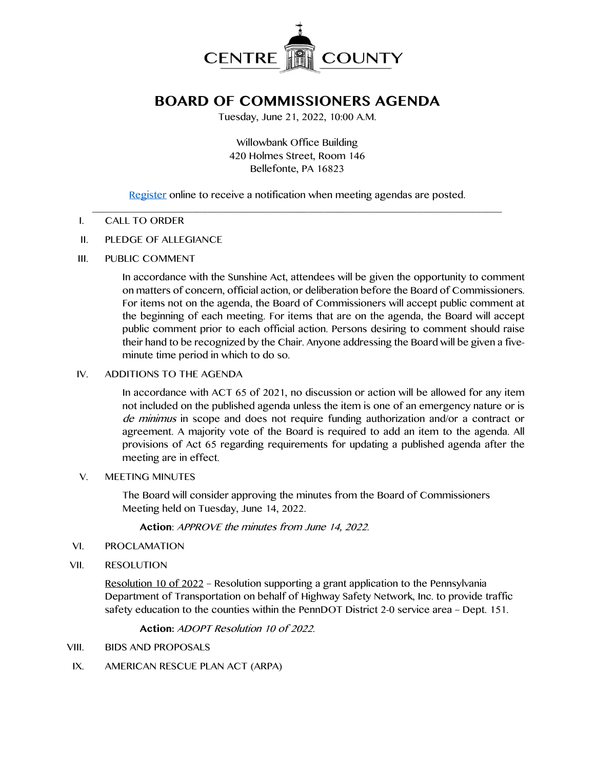# CENTRE COUNTY

# BOARD OF COMMISSIONERS AGENDA

Tuesday, June 21, 2022, 10:00 A.M.

Willowbank Office Building
420 Holmes Street, Room 146
Bellefonte, PA 16823

Register online to receive a notification when meeting agendas are posted.

---

I. CALL TO ORDER

II. PLEDGE OF ALLEGIANCE

III. PUBLIC COMMENT

In accordance with the Sunshine Act, attendees will be given the opportunity to comment on matters of concern, official action, or deliberation before the Board of Commissioners. For items not on the agenda, the Board of Commissioners will accept public comment at the beginning of each meeting. For items that are on the agenda, the Board will accept public comment prior to each official action. Persons desiring to comment should raise their hand to be recognized by the Chair. Anyone addressing the Board will be given a five-minute time period in which to do so.

IV. ADDITIONS TO THE AGENDA

In accordance with ACT 65 of 2021, no discussion or action will be allowed for any item not included on the published agenda unless the item is one of an emergency nature or is *de minimus* in scope and does not require funding authorization and/or a contract or agreement. A majority vote of the Board is required to add an item to the agenda. All provisions of Act 65 regarding requirements for updating a published agenda after the meeting are in effect.

V. MEETING MINUTES

The Board will consider approving the minutes from the Board of Commissioners Meeting held on Tuesday, June 14, 2022.

**Action**: *APPROVE the minutes from June 14, 2022.*

VI. PROCLAMATION

VII. RESOLUTION

Resolution 10 of 2022 – Resolution supporting a grant application to the Pennsylvania Department of Transportation on behalf of Highway Safety Network, Inc. to provide traffic safety education to the counties within the PennDOT District 2-0 service area – Dept. 151.

**Action:** *ADOPT Resolution 10 of 2022.*

VIII. BIDS AND PROPOSALS

IX. AMERICAN RESCUE PLAN ACT (ARPA)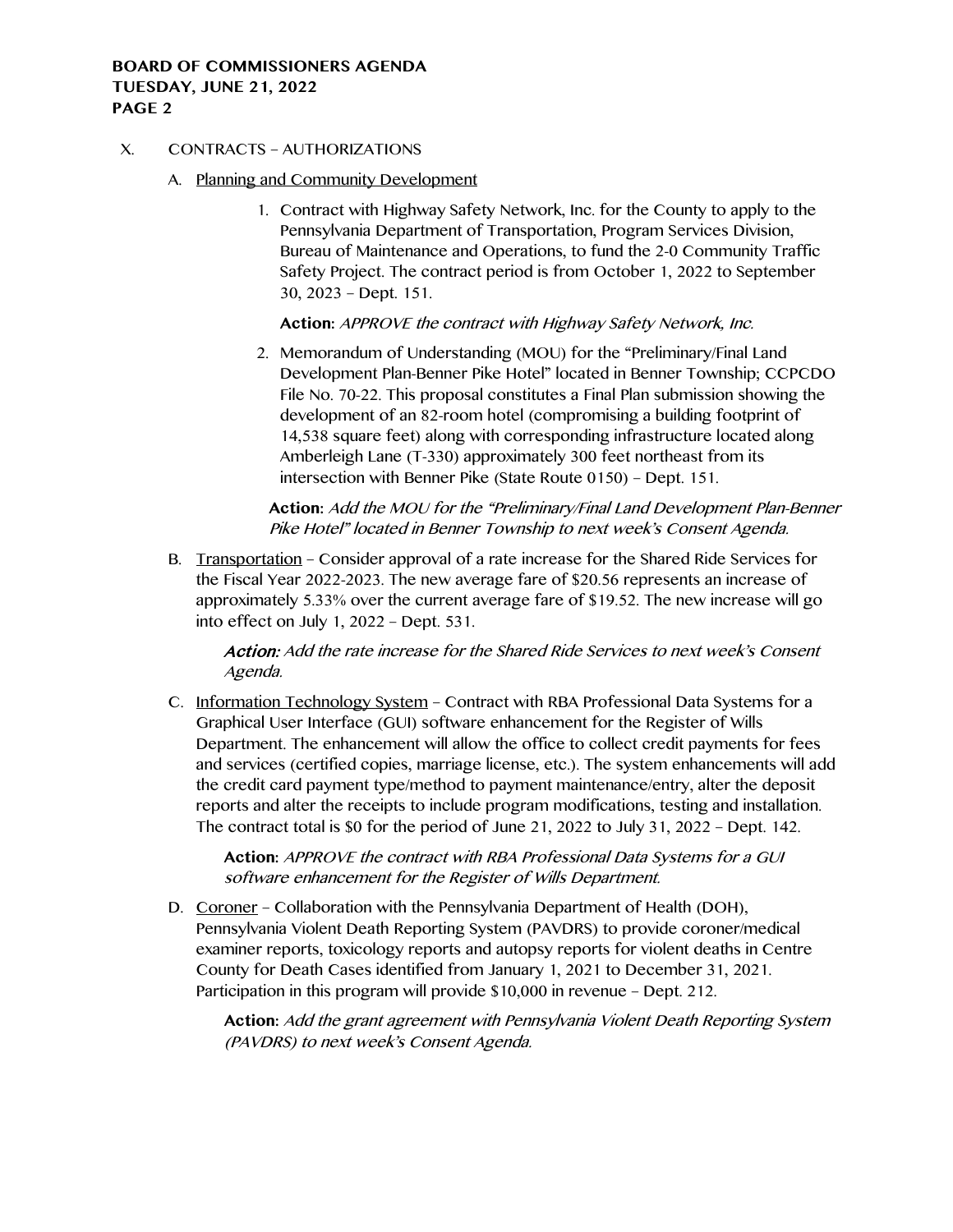X. CONTRACTS – AUTHORIZATIONS

A. Planning and Community Development

1. Contract with Highway Safety Network, Inc. for the County to apply to the Pennsylvania Department of Transportation, Program Services Division, Bureau of Maintenance and Operations, to fund the 2-0 Community Traffic Safety Project. The contract period is from October 1, 2022 to September 30, 2023 – Dept. 151.

   **Action:** *APPROVE the contract with Highway Safety Network, Inc.*

2. Memorandum of Understanding (MOU) for the "Preliminary/Final Land Development Plan-Benner Pike Hotel" located in Benner Township; CCPCDO File No. 70-22. This proposal constitutes a Final Plan submission showing the development of an 82-room hotel (compromising a building footprint of 14,538 square feet) along with corresponding infrastructure located along Amberleigh Lane (T-330) approximately 300 feet northeast from its intersection with Benner Pike (State Route 0150) – Dept. 151.

   **Action:** *Add the MOU for the "Preliminary/Final Land Development Plan-Benner Pike Hotel" located in Benner Township to next week's Consent Agenda.*

B. Transportation – Consider approval of a rate increase for the Shared Ride Services for the Fiscal Year 2022-2023. The new average fare of $20.56 represents an increase of approximately 5.33% over the current average fare of $19.52. The new increase will go into effect on July 1, 2022 – Dept. 531.

   ***Action:*** *Add the rate increase for the Shared Ride Services to next week's Consent Agenda.*

C. Information Technology System – Contract with RBA Professional Data Systems for a Graphical User Interface (GUI) software enhancement for the Register of Wills Department. The enhancement will allow the office to collect credit payments for fees and services (certified copies, marriage license, etc.). The system enhancements will add the credit card payment type/method to payment maintenance/entry, alter the deposit reports and alter the receipts to include program modifications, testing and installation. The contract total is $0 for the period of June 21, 2022 to July 31, 2022 – Dept. 142.

   **Action:** *APPROVE the contract with RBA Professional Data Systems for a GUI software enhancement for the Register of Wills Department.*

D. Coroner – Collaboration with the Pennsylvania Department of Health (DOH), Pennsylvania Violent Death Reporting System (PAVDRS) to provide coroner/medical examiner reports, toxicology reports and autopsy reports for violent deaths in Centre County for Death Cases identified from January 1, 2021 to December 31, 2021. Participation in this program will provide $10,000 in revenue – Dept. 212.

   **Action:** *Add the grant agreement with Pennsylvania Violent Death Reporting System (PAVDRS) to next week's Consent Agenda.*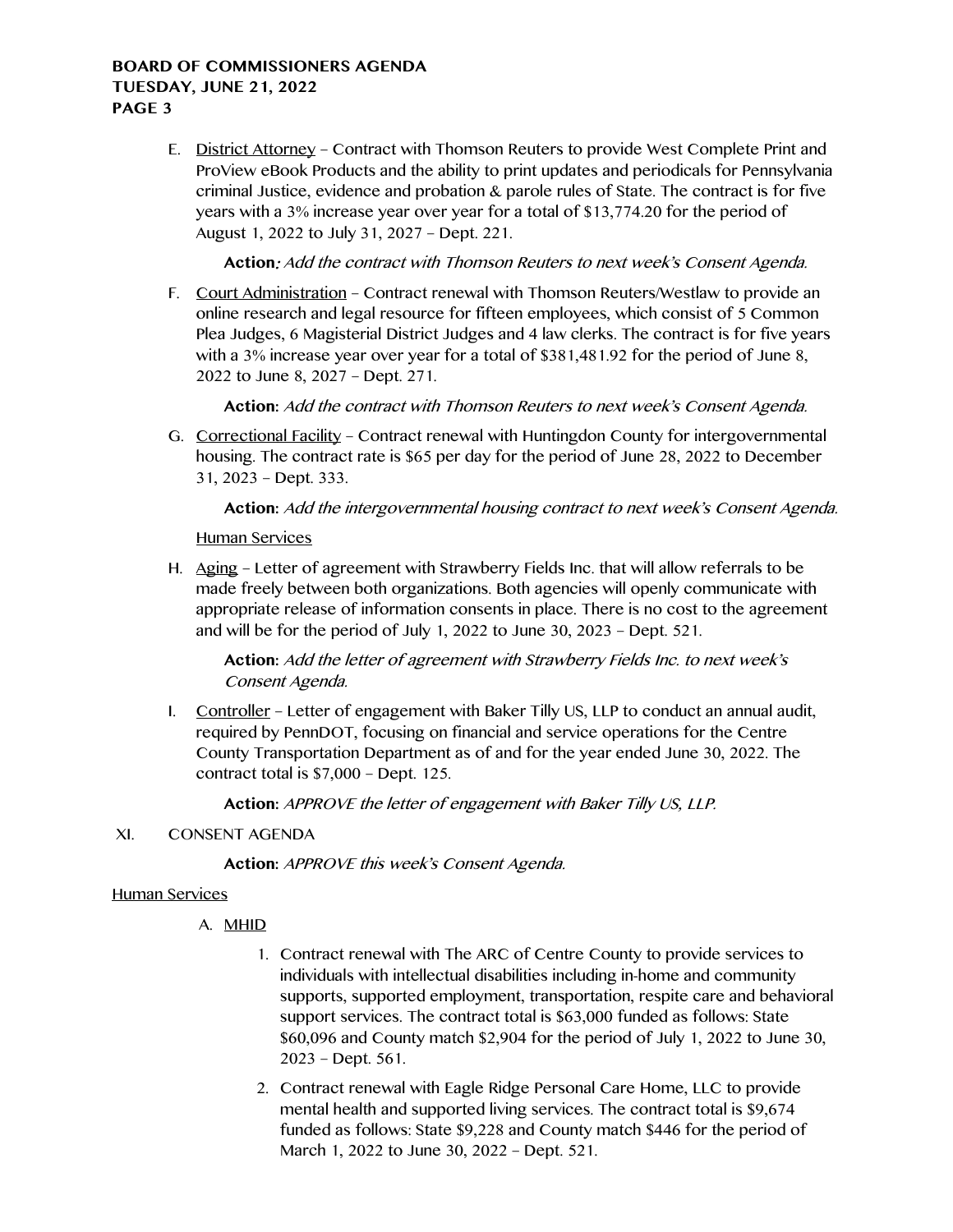E. District Attorney – Contract with Thomson Reuters to provide West Complete Print and ProView eBook Products and the ability to print updates and periodicals for Pennsylvania criminal Justice, evidence and probation & parole rules of State. The contract is for five years with a 3% increase year over year for a total of $13,774.20 for the period of August 1, 2022 to July 31, 2027 – Dept. 221.

   **Action***: Add the contract with Thomson Reuters to next week's Consent Agenda.*

F. Court Administration – Contract renewal with Thomson Reuters/Westlaw to provide an online research and legal resource for fifteen employees, which consist of 5 Common Plea Judges, 6 Magisterial District Judges and 4 law clerks. The contract is for five years with a 3% increase year over year for a total of $381,481.92 for the period of June 8, 2022 to June 8, 2027 – Dept. 271.

   **Action:** *Add the contract with Thomson Reuters to next week's Consent Agenda.*

G. Correctional Facility – Contract renewal with Huntingdon County for intergovernmental housing. The contract rate is $65 per day for the period of June 28, 2022 to December 31, 2023 – Dept. 333.

   **Action:** *Add the intergovernmental housing contract to next week's Consent Agenda.*

   Human Services

H. Aging – Letter of agreement with Strawberry Fields Inc. that will allow referrals to be made freely between both organizations. Both agencies will openly communicate with appropriate release of information consents in place. There is no cost to the agreement and will be for the period of July 1, 2022 to June 30, 2023 – Dept. 521.

   **Action:** *Add the letter of agreement with Strawberry Fields Inc. to next week's Consent Agenda.*

I. Controller – Letter of engagement with Baker Tilly US, LLP to conduct an annual audit, required by PennDOT, focusing on financial and service operations for the Centre County Transportation Department as of and for the year ended June 30, 2022. The contract total is $7,000 – Dept. 125.

   **Action:** *APPROVE the letter of engagement with Baker Tilly US, LLP.*

XI. CONSENT AGENDA

   **Action:** *APPROVE this week's Consent Agenda.*

Human Services

A. MHID

   1. Contract renewal with The ARC of Centre County to provide services to individuals with intellectual disabilities including in-home and community supports, supported employment, transportation, respite care and behavioral support services. The contract total is $63,000 funded as follows: State $60,096 and County match $2,904 for the period of July 1, 2022 to June 30, 2023 – Dept. 561.
   2. Contract renewal with Eagle Ridge Personal Care Home, LLC to provide mental health and supported living services. The contract total is $9,674 funded as follows: State $9,228 and County match $446 for the period of March 1, 2022 to June 30, 2022 – Dept. 521.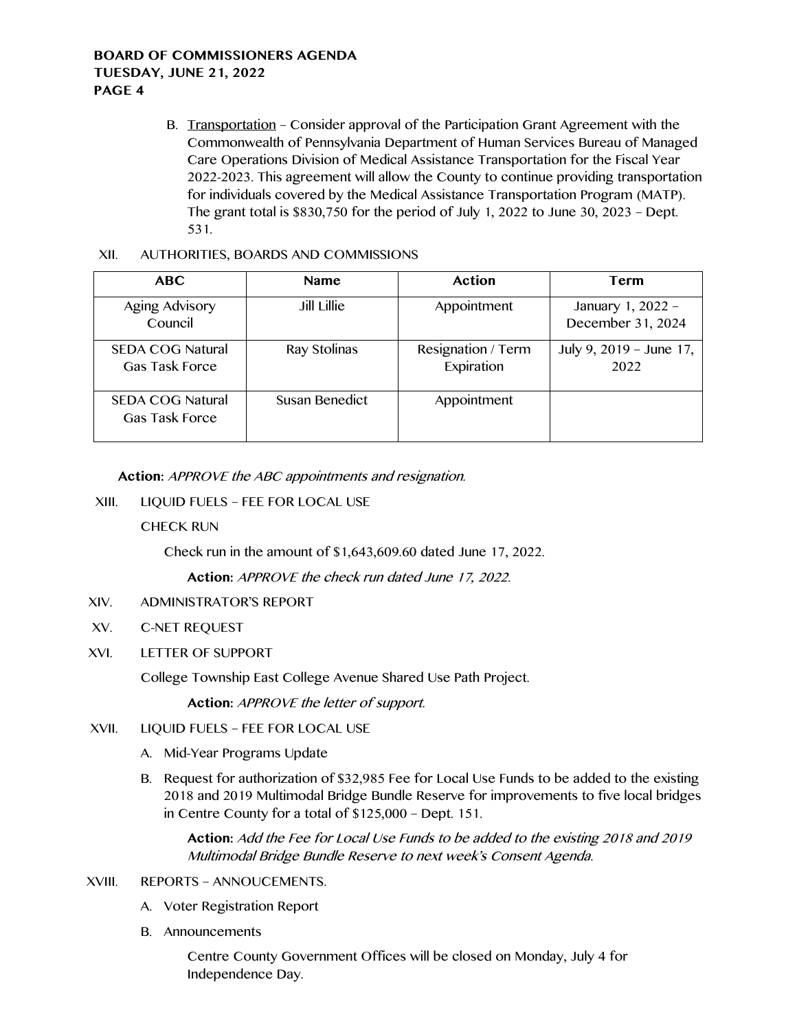B. Transportation – Consider approval of the Participation Grant Agreement with the Commonwealth of Pennsylvania Department of Human Services Bureau of Managed Care Operations Division of Medical Assistance Transportation for the Fiscal Year 2022-2023. This agreement will allow the County to continue providing transportation for individuals covered by the Medical Assistance Transportation Program (MATP). The grant total is $830,750 for the period of July 1, 2022 to June 30, 2023 – Dept. 531.

XII. AUTHORITIES, BOARDS AND COMMISSIONS

| ABC | Name | Action | Term |
|---|---|---|---|
| Aging Advisory Council | Jill Lillie | Appointment | January 1, 2022 – December 31, 2024 |
| SEDA COG Natural Gas Task Force | Ray Stolinas | Resignation / Term Expiration | July 9, 2019 – June 17, 2022 |
| SEDA COG Natural Gas Task Force | Susan Benedict | Appointment | |

**Action:** *APPROVE the ABC appointments and resignation.*

XIII. LIQUID FUELS – FEE FOR LOCAL USE

CHECK RUN

Check run in the amount of $1,643,609.60 dated June 17, 2022.

**Action:** *APPROVE the check run dated June 17, 2022.*

XIV. ADMINISTRATOR'S REPORT

XV. C-NET REQUEST

XVI. LETTER OF SUPPORT

College Township East College Avenue Shared Use Path Project.

**Action:** *APPROVE the letter of support.*

XVII. LIQUID FUELS – FEE FOR LOCAL USE

A. Mid-Year Programs Update

B. Request for authorization of $32,985 Fee for Local Use Funds to be added to the existing 2018 and 2019 Multimodal Bridge Bundle Reserve for improvements to five local bridges in Centre County for a total of $125,000 – Dept. 151.

**Action:** *Add the Fee for Local Use Funds to be added to the existing 2018 and 2019 Multimodal Bridge Bundle Reserve to next week's Consent Agenda.*

XVIII. REPORTS – ANNOUCEMENTS.

A. Voter Registration Report

B. Announcements

Centre County Government Offices will be closed on Monday, July 4 for Independence Day.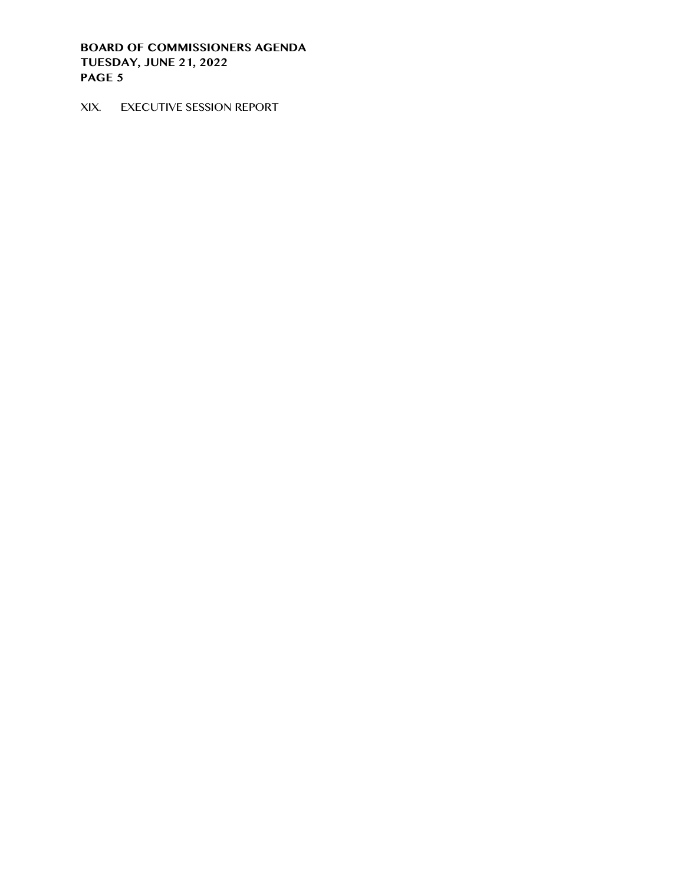XIX. EXECUTIVE SESSION REPORT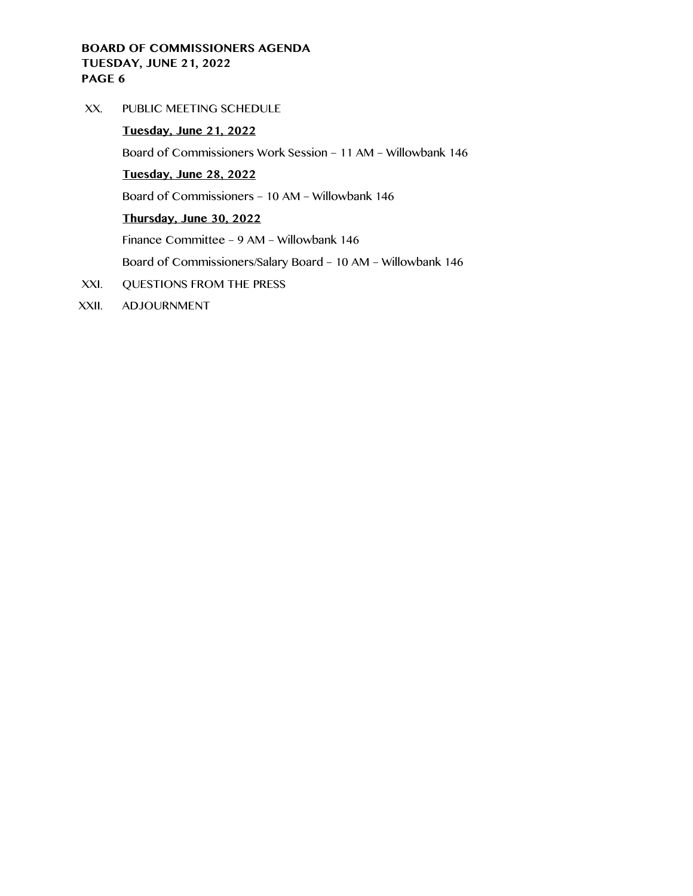XX. PUBLIC MEETING SCHEDULE

**Tuesday, June 21, 2022**

Board of Commissioners Work Session – 11 AM – Willowbank 146

**Tuesday, June 28, 2022**

Board of Commissioners – 10 AM – Willowbank 146

**Thursday, June 30, 2022**

Finance Committee – 9 AM – Willowbank 146

Board of Commissioners/Salary Board – 10 AM – Willowbank 146

XXI. QUESTIONS FROM THE PRESS

XXII. ADJOURNMENT